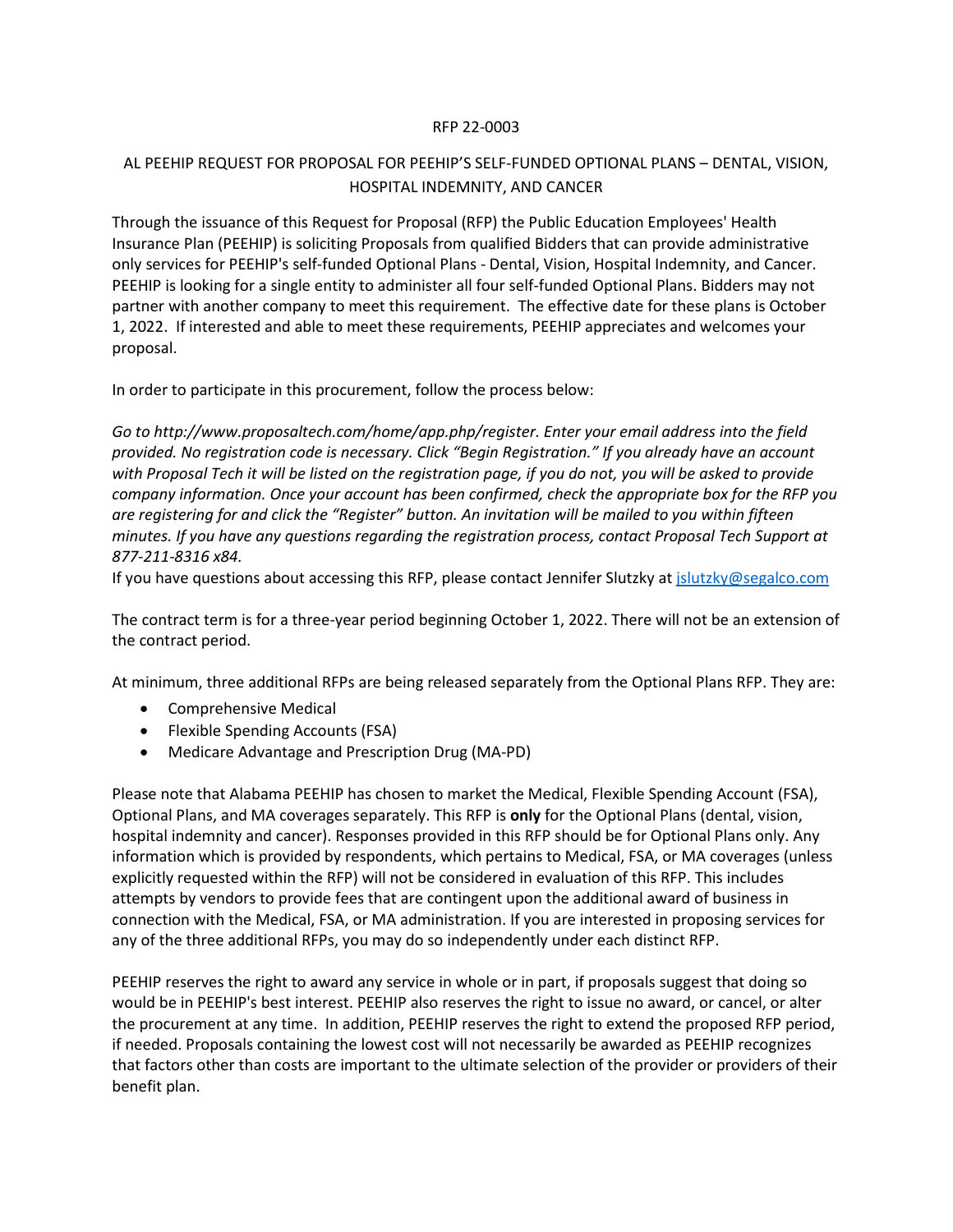RFP 22-0003

# AL PEEHIP REQUEST FOR PROPOSAL FOR PEEHIP'S SELF-FUNDED OPTIONAL PLANS – DENTAL, VISION, HOSPITAL INDEMNITY, AND CANCER

Through the issuance of this Request for Proposal (RFP) the Public Education Employees' Health Insurance Plan (PEEHIP) is soliciting Proposals from qualified Bidders that can provide administrative only services for PEEHIP's self-funded Optional Plans - Dental, Vision, Hospital Indemnity, and Cancer. PEEHIP is looking for a single entity to administer all four self-funded Optional Plans. Bidders may not partner with another company to meet this requirement. The effective date for these plans is October 1, 2022. If interested and able to meet these requirements, PEEHIP appreciates and welcomes your proposal.

In order to participate in this procurement, follow the process below:

*Go to http://www.proposaltech.com/home/app.php/register. Enter your email address into the field provided. No registration code is necessary. Click "Begin Registration." If you already have an account with Proposal Tech it will be listed on the registration page, if you do not, you will be asked to provide company information. Once your account has been confirmed, check the appropriate box for the RFP you are registering for and click the "Register" button. An invitation will be mailed to you within fifteen minutes. If you have any questions regarding the registration process, contact Proposal Tech Support at 877-211-8316 x84.*

If you have questions about accessing this RFP, please contact Jennifer Slutzky at jslutzky@segalco.com

The contract term is for a three-year period beginning October 1, 2022. There will not be an extension of the contract period.

At minimum, three additional RFPs are being released separately from the Optional Plans RFP. They are:

- Comprehensive Medical
- Flexible Spending Accounts (FSA)
- Medicare Advantage and Prescription Drug (MA-PD)

Please note that Alabama PEEHIP has chosen to market the Medical, Flexible Spending Account (FSA), Optional Plans, and MA coverages separately. This RFP is **only** for the Optional Plans (dental, vision, hospital indemnity and cancer). Responses provided in this RFP should be for Optional Plans only. Any information which is provided by respondents, which pertains to Medical, FSA, or MA coverages (unless explicitly requested within the RFP) will not be considered in evaluation of this RFP. This includes attempts by vendors to provide fees that are contingent upon the additional award of business in connection with the Medical, FSA, or MA administration. If you are interested in proposing services for any of the three additional RFPs, you may do so independently under each distinct RFP.

PEEHIP reserves the right to award any service in whole or in part, if proposals suggest that doing so would be in PEEHIP's best interest. PEEHIP also reserves the right to issue no award, or cancel, or alter the procurement at any time. In addition, PEEHIP reserves the right to extend the proposed RFP period, if needed. Proposals containing the lowest cost will not necessarily be awarded as PEEHIP recognizes that factors other than costs are important to the ultimate selection of the provider or providers of their benefit plan.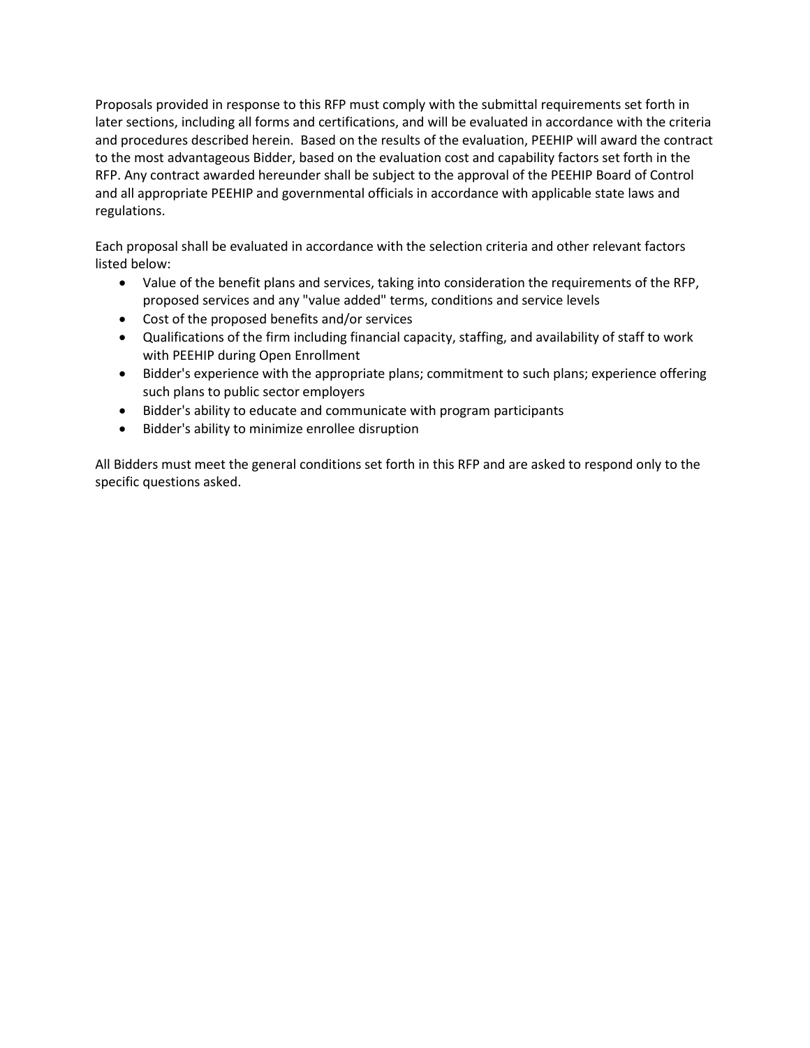Proposals provided in response to this RFP must comply with the submittal requirements set forth in later sections, including all forms and certifications, and will be evaluated in accordance with the criteria and procedures described herein. Based on the results of the evaluation, PEEHIP will award the contract to the most advantageous Bidder, based on the evaluation cost and capability factors set forth in the RFP. Any contract awarded hereunder shall be subject to the approval of the PEEHIP Board of Control and all appropriate PEEHIP and governmental officials in accordance with applicable state laws and regulations.

Each proposal shall be evaluated in accordance with the selection criteria and other relevant factors listed below:

- Value of the benefit plans and services, taking into consideration the requirements of the RFP, proposed services and any "value added" terms, conditions and service levels
- Cost of the proposed benefits and/or services
- Qualifications of the firm including financial capacity, staffing, and availability of staff to work with PEEHIP during Open Enrollment
- Bidder's experience with the appropriate plans; commitment to such plans; experience offering such plans to public sector employers
- Bidder's ability to educate and communicate with program participants
- Bidder's ability to minimize enrollee disruption

All Bidders must meet the general conditions set forth in this RFP and are asked to respond only to the specific questions asked.